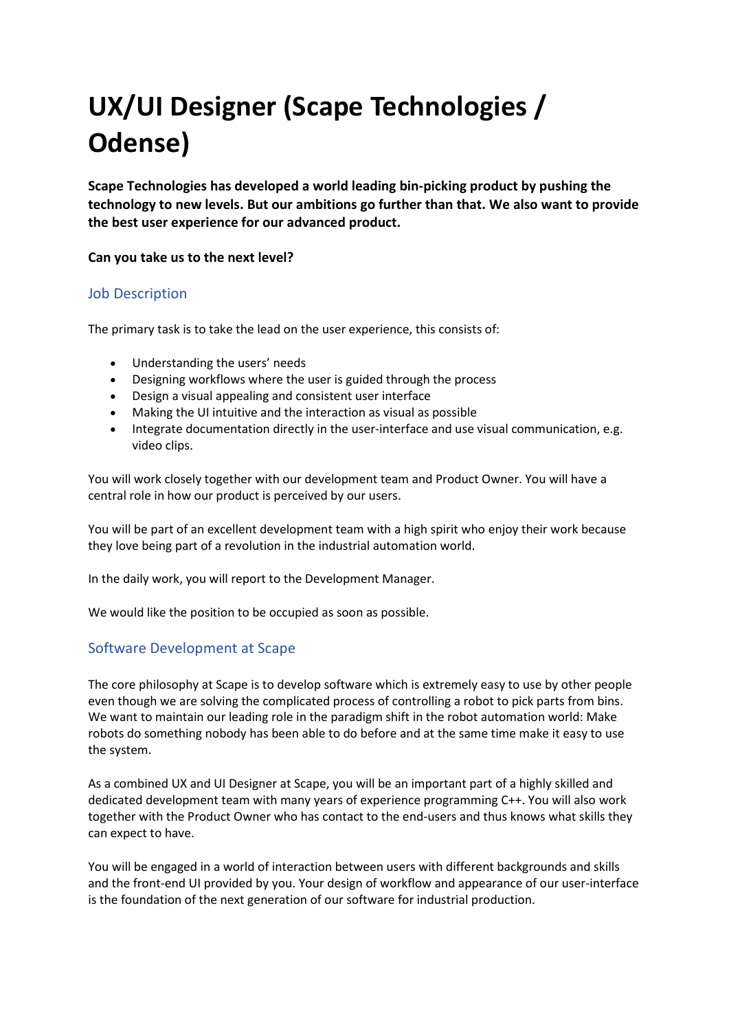# UX/UI Designer (Scape Technologies / Odense)

**Scape Technologies has developed a world leading bin-picking product by pushing the technology to new levels. But our ambitions go further than that. We also want to provide the best user experience for our advanced product.**

**Can you take us to the next level?**

## Job Description

The primary task is to take the lead on the user experience, this consists of:

- Understanding the users' needs
- Designing workflows where the user is guided through the process
- Design a visual appealing and consistent user interface
- Making the UI intuitive and the interaction as visual as possible
- Integrate documentation directly in the user-interface and use visual communication, e.g. video clips.

You will work closely together with our development team and Product Owner. You will have a central role in how our product is perceived by our users.

You will be part of an excellent development team with a high spirit who enjoy their work because they love being part of a revolution in the industrial automation world.

In the daily work, you will report to the Development Manager.

We would like the position to be occupied as soon as possible.

## Software Development at Scape

The core philosophy at Scape is to develop software which is extremely easy to use by other people even though we are solving the complicated process of controlling a robot to pick parts from bins. We want to maintain our leading role in the paradigm shift in the robot automation world: Make robots do something nobody has been able to do before and at the same time make it easy to use the system.

As a combined UX and UI Designer at Scape, you will be an important part of a highly skilled and dedicated development team with many years of experience programming C++. You will also work together with the Product Owner who has contact to the end-users and thus knows what skills they can expect to have.

You will be engaged in a world of interaction between users with different backgrounds and skills and the front-end UI provided by you. Your design of workflow and appearance of our user-interface is the foundation of the next generation of our software for industrial production.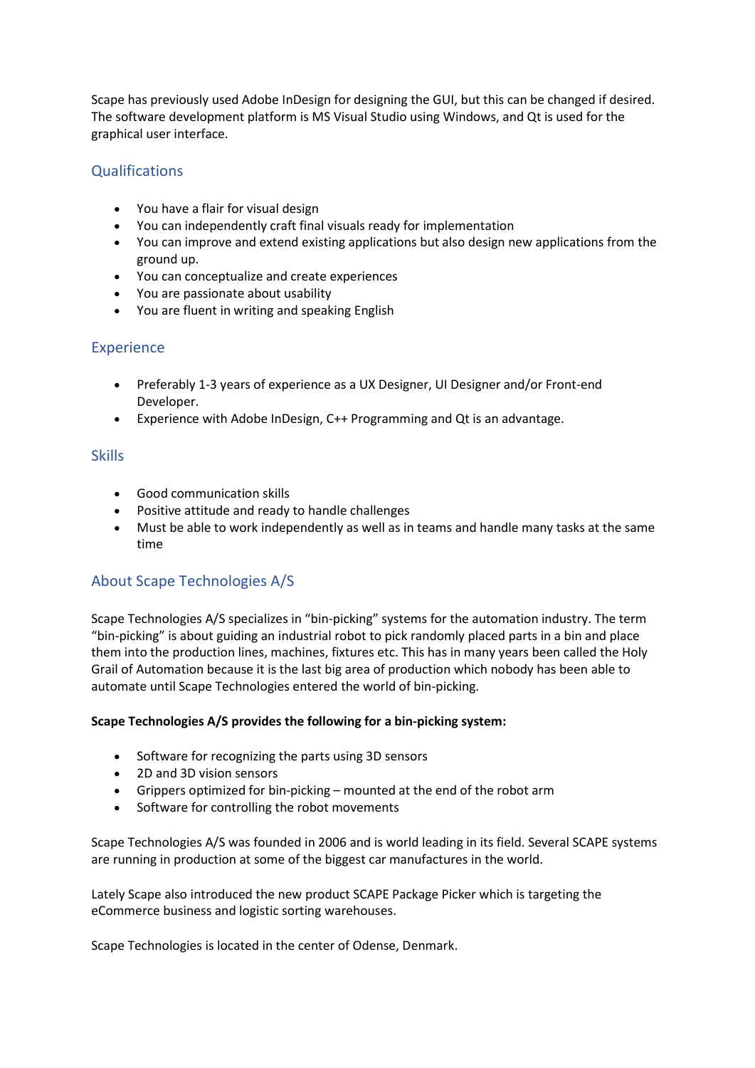Scape has previously used Adobe InDesign for designing the GUI, but this can be changed if desired. The software development platform is MS Visual Studio using Windows, and Qt is used for the graphical user interface.

## Qualifications

- You have a flair for visual design
- You can independently craft final visuals ready for implementation
- You can improve and extend existing applications but also design new applications from the ground up.
- You can conceptualize and create experiences
- You are passionate about usability
- You are fluent in writing and speaking English

## Experience

- Preferably 1-3 years of experience as a UX Designer, UI Designer and/or Front-end Developer.
- Experience with Adobe InDesign, C++ Programming and Qt is an advantage.

## Skills

- Good communication skills
- Positive attitude and ready to handle challenges
- Must be able to work independently as well as in teams and handle many tasks at the same time

## About Scape Technologies A/S

Scape Technologies A/S specializes in “bin-picking” systems for the automation industry. The term “bin-picking” is about guiding an industrial robot to pick randomly placed parts in a bin and place them into the production lines, machines, fixtures etc. This has in many years been called the Holy Grail of Automation because it is the last big area of production which nobody has been able to automate until Scape Technologies entered the world of bin-picking.

**Scape Technologies A/S provides the following for a bin-picking system:**

- Software for recognizing the parts using 3D sensors
- 2D and 3D vision sensors
- Grippers optimized for bin-picking – mounted at the end of the robot arm
- Software for controlling the robot movements

Scape Technologies A/S was founded in 2006 and is world leading in its field. Several SCAPE systems are running in production at some of the biggest car manufactures in the world.

Lately Scape also introduced the new product SCAPE Package Picker which is targeting the eCommerce business and logistic sorting warehouses.

Scape Technologies is located in the center of Odense, Denmark.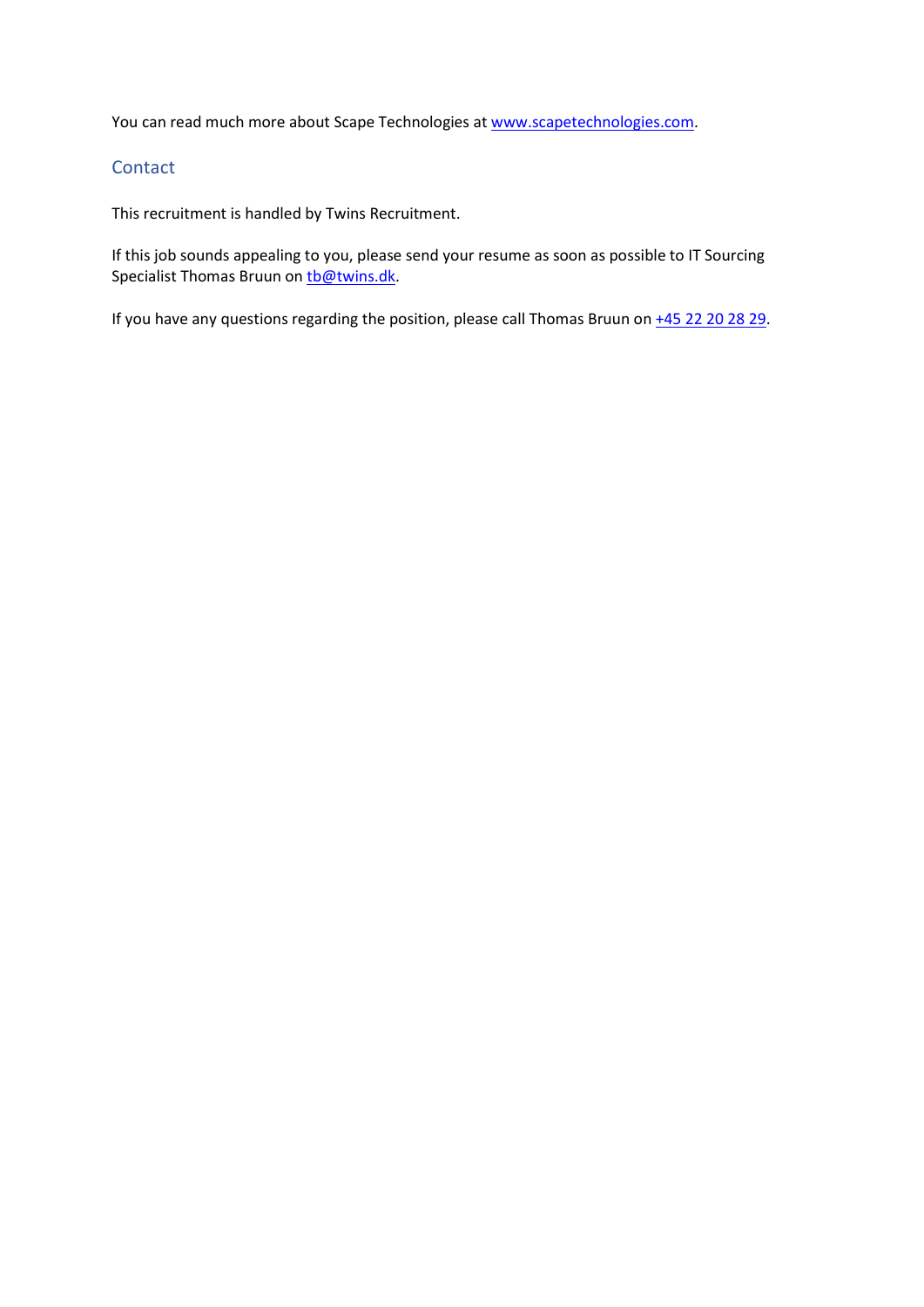You can read much more about Scape Technologies at [www.scapetechnologies.com](http://www.scapetechnologies.com).

## Contact

This recruitment is handled by Twins Recruitment.

If this job sounds appealing to you, please send your resume as soon as possible to IT Sourcing Specialist Thomas Bruun on [tb@twins.dk](mailto:tb@twins.dk).

If you have any questions regarding the position, please call Thomas Bruun on [+45 22 20 28 29](tel:+4522202829).